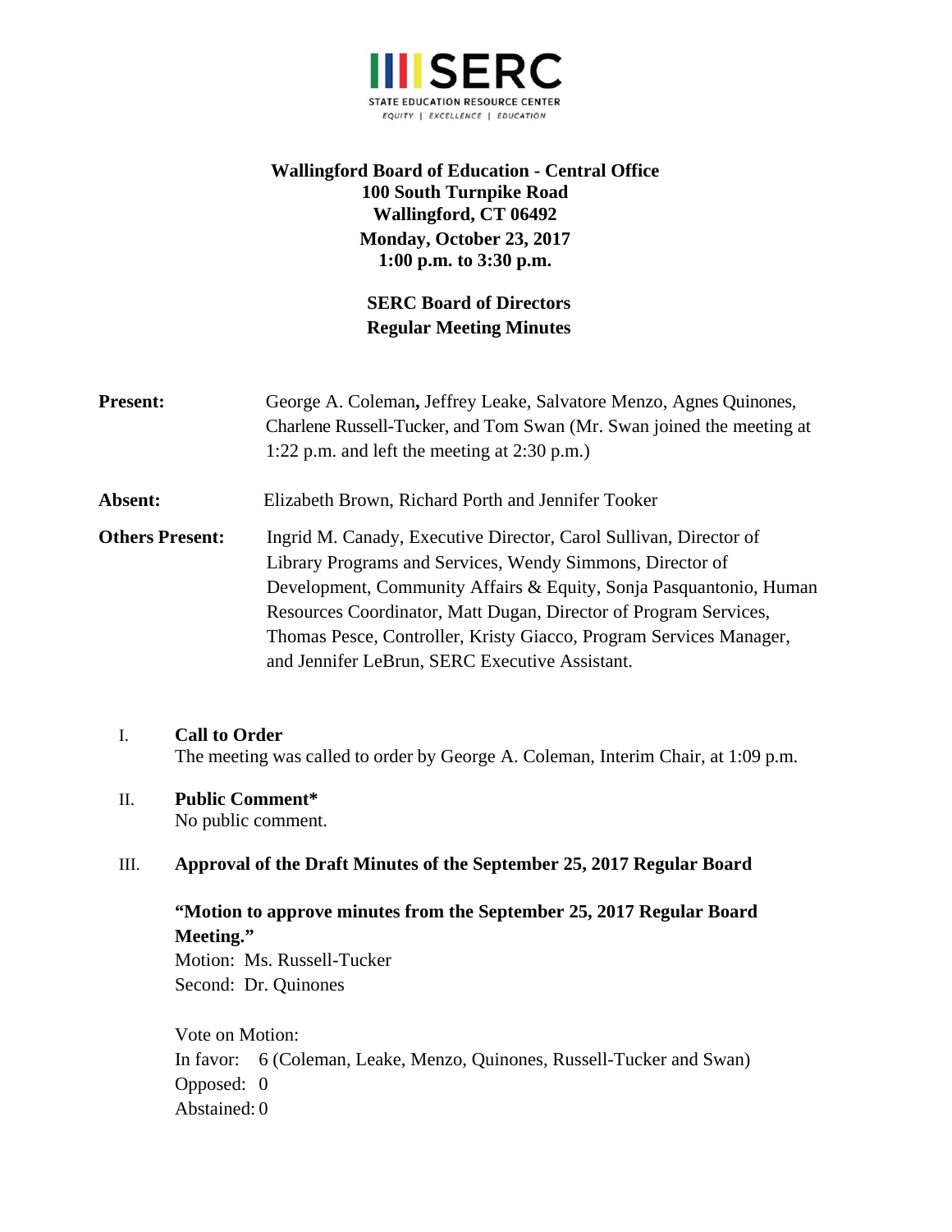**SERC**
STATE EDUCATION RESOURCE CENTER
*EQUITY | EXCELLENCE | EDUCATION*

**Wallingford Board of Education - Central Office**
**100 South Turnpike Road**
**Wallingford, CT 06492**
**Monday, October 23, 2017**
**1:00 p.m. to 3:30 p.m.**

**SERC Board of Directors**
**Regular Meeting Minutes**

**Present:** George A. Coleman**,** Jeffrey Leake, Salvatore Menzo, Agnes Quinones, Charlene Russell-Tucker, and Tom Swan (Mr. Swan joined the meeting at 1:22 p.m. and left the meeting at 2:30 p.m.)

**Absent:** Elizabeth Brown, Richard Porth and Jennifer Tooker

**Others Present:** Ingrid M. Canady, Executive Director, Carol Sullivan, Director of Library Programs and Services, Wendy Simmons, Director of Development, Community Affairs & Equity, Sonja Pasquantonio, Human Resources Coordinator, Matt Dugan, Director of Program Services, Thomas Pesce, Controller, Kristy Giacco, Program Services Manager, and Jennifer LeBrun, SERC Executive Assistant.

I. **Call to Order**
The meeting was called to order by George A. Coleman, Interim Chair, at 1:09 p.m.

II. **Public Comment***
No public comment.

III. **Approval of the Draft Minutes of the September 25, 2017 Regular Board**

**"Motion to approve minutes from the September 25, 2017 Regular Board Meeting."**
Motion: Ms. Russell-Tucker
Second: Dr. Quinones

Vote on Motion:
In favor: 6 (Coleman, Leake, Menzo, Quinones, Russell-Tucker and Swan)
Opposed: 0
Abstained: 0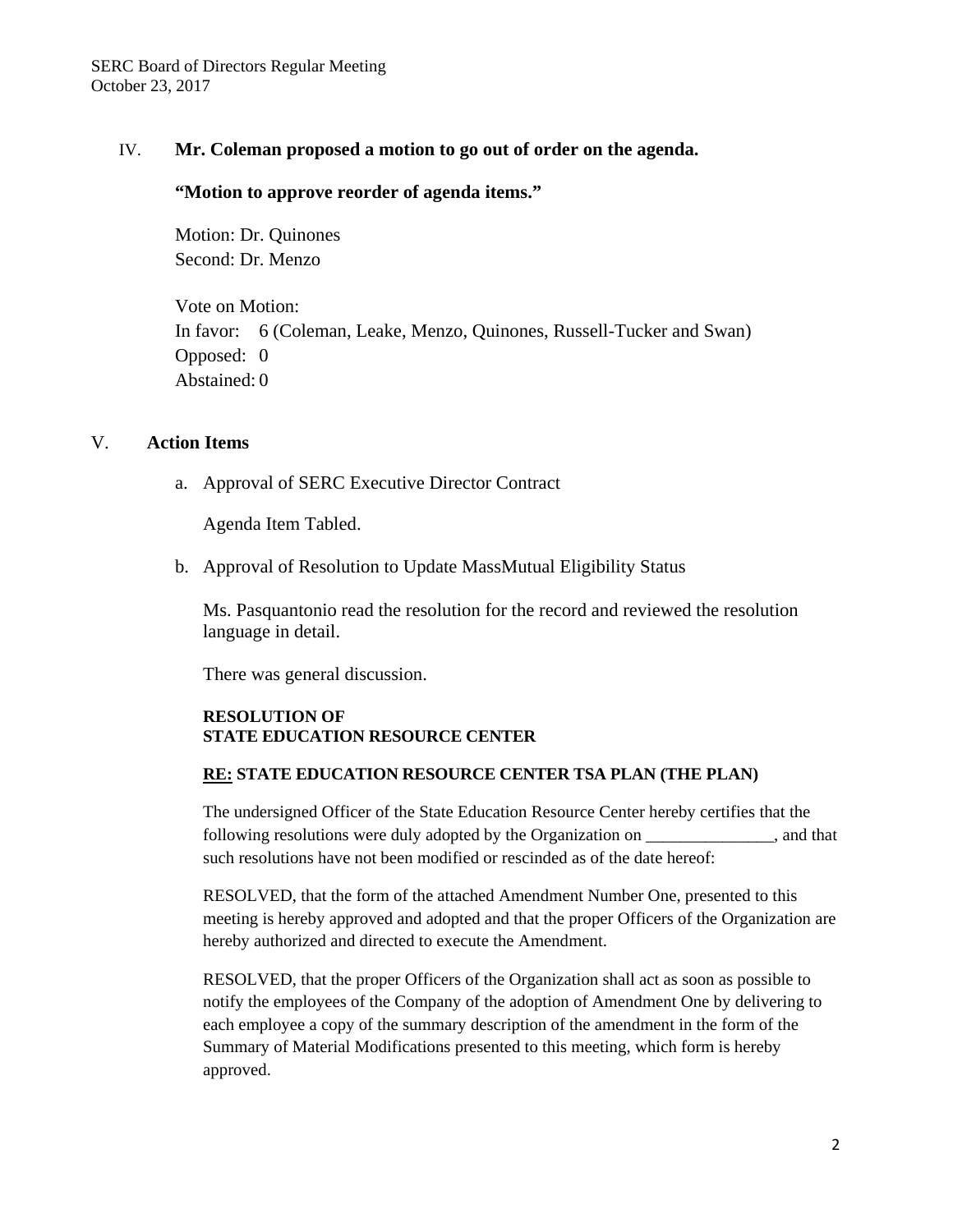IV. **Mr. Coleman proposed a motion to go out of order on the agenda.**

**"Motion to approve reorder of agenda items."**

Motion: Dr. Quinones
Second: Dr. Menzo

Vote on Motion:
In favor: 6 (Coleman, Leake, Menzo, Quinones, Russell-Tucker and Swan)
Opposed: 0
Abstained: 0

V. **Action Items**

a. Approval of SERC Executive Director Contract

Agenda Item Tabled.

b. Approval of Resolution to Update MassMutual Eligibility Status

Ms. Pasquantonio read the resolution for the record and reviewed the resolution language in detail.

There was general discussion.

**RESOLUTION OF**
**STATE EDUCATION RESOURCE CENTER**

**RE: STATE EDUCATION RESOURCE CENTER TSA PLAN (THE PLAN)**

The undersigned Officer of the State Education Resource Center hereby certifies that the following resolutions were duly adopted by the Organization on _______________, and that such resolutions have not been modified or rescinded as of the date hereof:

RESOLVED, that the form of the attached Amendment Number One, presented to this meeting is hereby approved and adopted and that the proper Officers of the Organization are hereby authorized and directed to execute the Amendment.

RESOLVED, that the proper Officers of the Organization shall act as soon as possible to notify the employees of the Company of the adoption of Amendment One by delivering to each employee a copy of the summary description of the amendment in the form of the Summary of Material Modifications presented to this meeting, which form is hereby approved.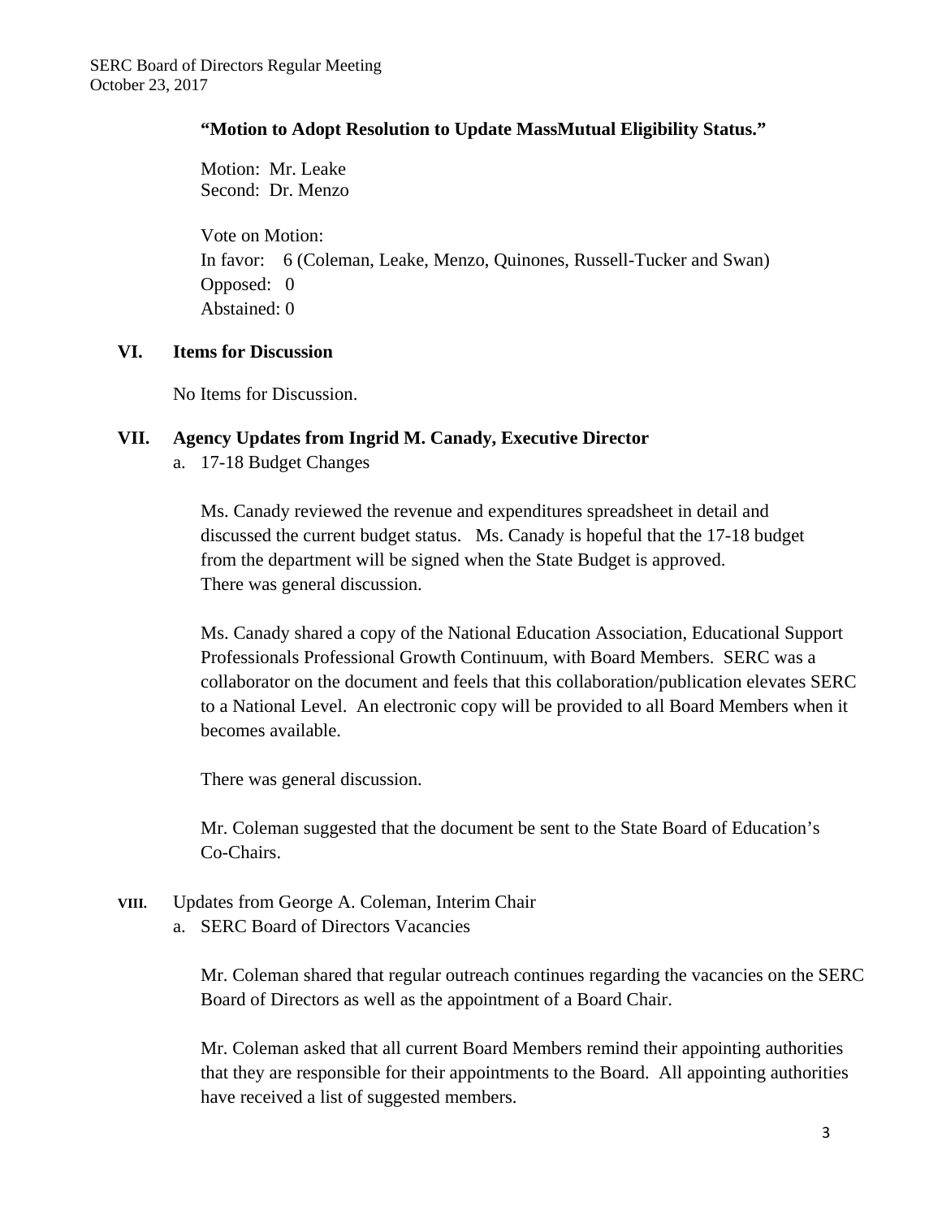**"Motion to Adopt Resolution to Update MassMutual Eligibility Status."**

Motion: Mr. Leake
Second: Dr. Menzo

Vote on Motion:
In favor: 6 (Coleman, Leake, Menzo, Quinones, Russell-Tucker and Swan)
Opposed: 0
Abstained: 0

## VI. Items for Discussion

No Items for Discussion.

## VII. Agency Updates from Ingrid M. Canady, Executive Director

a. 17-18 Budget Changes

Ms. Canady reviewed the revenue and expenditures spreadsheet in detail and discussed the current budget status. Ms. Canady is hopeful that the 17-18 budget from the department will be signed when the State Budget is approved. There was general discussion.

Ms. Canady shared a copy of the National Education Association, Educational Support Professionals Professional Growth Continuum, with Board Members. SERC was a collaborator on the document and feels that this collaboration/publication elevates SERC to a National Level. An electronic copy will be provided to all Board Members when it becomes available.

There was general discussion.

Mr. Coleman suggested that the document be sent to the State Board of Education's Co-Chairs.

## VIII. Updates from George A. Coleman, Interim Chair

a. SERC Board of Directors Vacancies

Mr. Coleman shared that regular outreach continues regarding the vacancies on the SERC Board of Directors as well as the appointment of a Board Chair.

Mr. Coleman asked that all current Board Members remind their appointing authorities that they are responsible for their appointments to the Board. All appointing authorities have received a list of suggested members.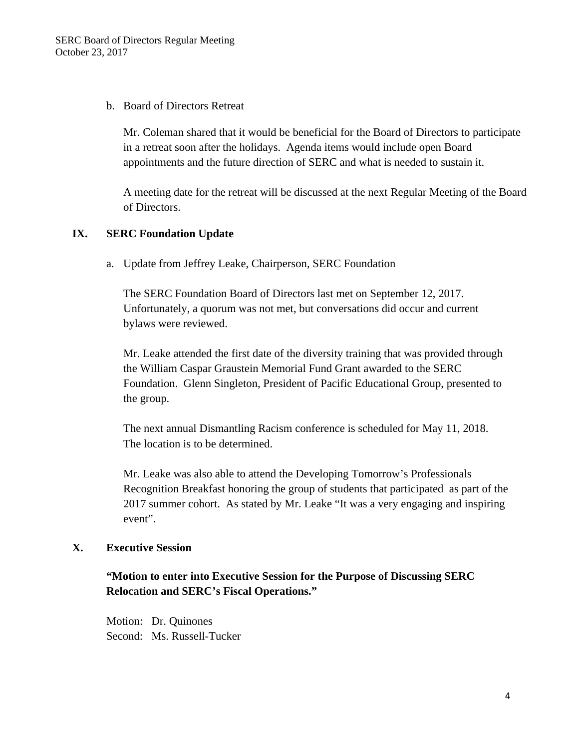b. Board of Directors Retreat

Mr. Coleman shared that it would be beneficial for the Board of Directors to participate in a retreat soon after the holidays. Agenda items would include open Board appointments and the future direction of SERC and what is needed to sustain it.

A meeting date for the retreat will be discussed at the next Regular Meeting of the Board of Directors.

## IX. SERC Foundation Update

a. Update from Jeffrey Leake, Chairperson, SERC Foundation

The SERC Foundation Board of Directors last met on September 12, 2017. Unfortunately, a quorum was not met, but conversations did occur and current bylaws were reviewed.

Mr. Leake attended the first date of the diversity training that was provided through the William Caspar Graustein Memorial Fund Grant awarded to the SERC Foundation. Glenn Singleton, President of Pacific Educational Group, presented to the group.

The next annual Dismantling Racism conference is scheduled for May 11, 2018. The location is to be determined.

Mr. Leake was also able to attend the Developing Tomorrow's Professionals Recognition Breakfast honoring the group of students that participated as part of the 2017 summer cohort. As stated by Mr. Leake "It was a very engaging and inspiring event".

## X. Executive Session

**"Motion to enter into Executive Session for the Purpose of Discussing SERC Relocation and SERC's Fiscal Operations."**

Motion: Dr. Quinones
Second: Ms. Russell-Tucker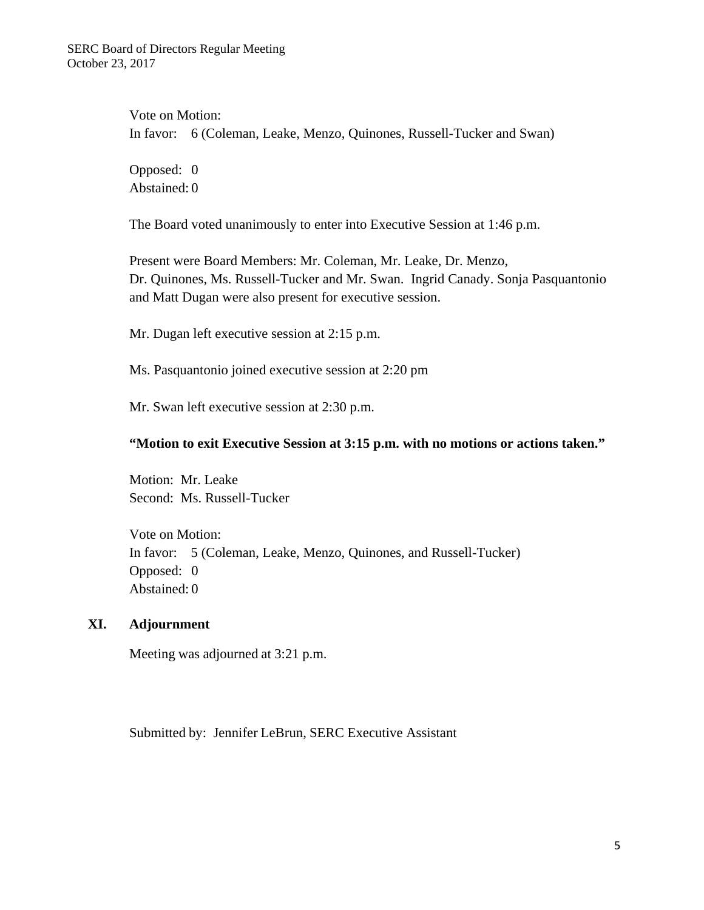Vote on Motion:
In favor: 6 (Coleman, Leake, Menzo, Quinones, Russell-Tucker and Swan)

Opposed: 0
Abstained: 0

The Board voted unanimously to enter into Executive Session at 1:46 p.m.

Present were Board Members: Mr. Coleman, Mr. Leake, Dr. Menzo, Dr. Quinones, Ms. Russell-Tucker and Mr. Swan. Ingrid Canady. Sonja Pasquantonio and Matt Dugan were also present for executive session.

Mr. Dugan left executive session at 2:15 p.m.

Ms. Pasquantonio joined executive session at 2:20 pm

Mr. Swan left executive session at 2:30 p.m.

**"Motion to exit Executive Session at 3:15 p.m. with no motions or actions taken."**

Motion: Mr. Leake
Second: Ms. Russell-Tucker

Vote on Motion:
In favor: 5 (Coleman, Leake, Menzo, Quinones, and Russell-Tucker)
Opposed: 0
Abstained: 0

## XI. Adjournment

Meeting was adjourned at 3:21 p.m.

Submitted by: Jennifer LeBrun, SERC Executive Assistant